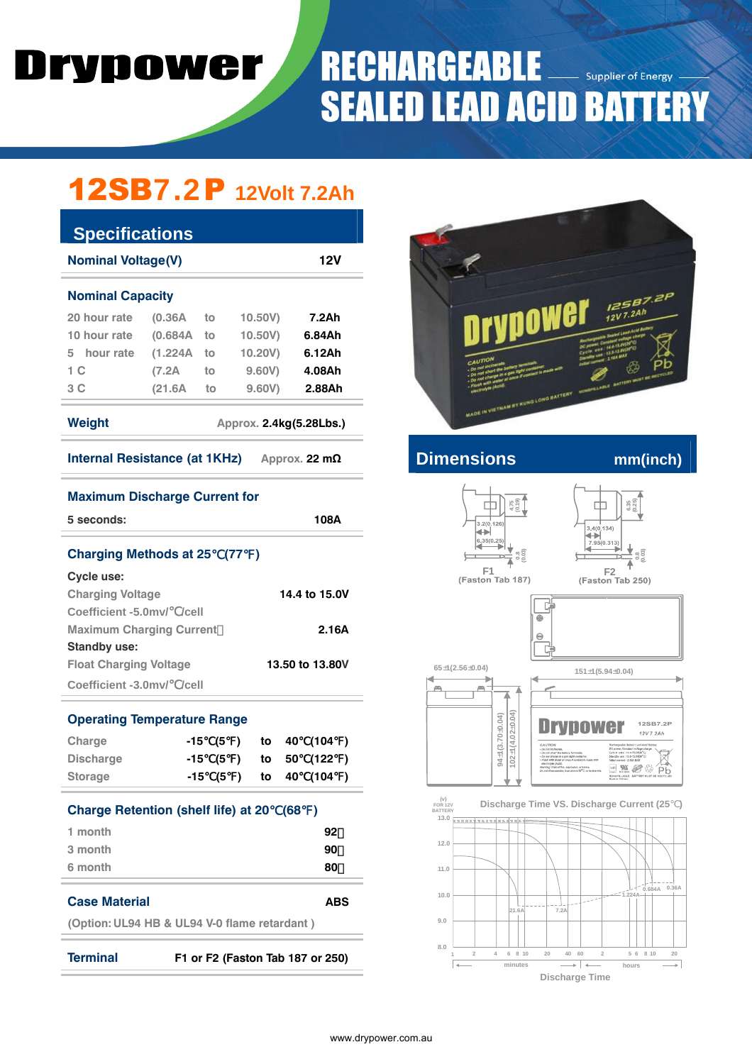# Drypower

## RECHARGEABLE SEALED LEAD ACID BATTERY

Supplier of Energy

# 12SB7.2P 12Volt 7.2Ah

## Specifications

| **Nominal Voltage(V)** | | | | **12V** |
|---|---|---|---|---|

### Nominal Capacity

| Rate | Current | | End Voltage | Capacity |
|---|---|---|---|---|
| 20 hour rate | (0.36A | to | 10.50V) | **7.2Ah** |
| 10 hour rate | (0.684A | to | 10.50V) | **6.84Ah** |
| 5 hour rate | (1.224A | to | 10.20V) | **6.12Ah** |
| 1 C | (7.2A | to | 9.60V) | **4.08Ah** |
| 3 C | (21.6A | to | 9.60V) | **2.88Ah** |

**Weight** Approx. **2.4kg(5.28Lbs.)**

**Internal Resistance (at 1KHz)** Approx. **22 mΩ**

**Maximum Discharge Current for**

**5 seconds:** **108A**

### Charging Methods at 25℃(77℉)

**Cycle use:**

| | |
|---|---|
| Charging Voltage | **14.4 to 15.0V** |
| Coefficient -5.0mv/℃/cell | |
| Maximum Charging Current | **2.16A** |

**Standby use:**

| | |
|---|---|
| Float Charging Voltage | **13.50 to 13.80V** |
| Coefficient -3.0mv/℃/cell | |

### Operating Temperature Range

| | | | |
|---|---|---|---|
| Charge | -15℃(5℉) | to | 40℃(104℉) |
| Discharge | -15℃(5℉) | to | 50℃(122℉) |
| Storage | -15℃(5℉) | to | 40℃(104℉) |

### Charge Retention (shelf life) at 20℃(68℉)

| | |
|---|---|
| 1 month | 92% |
| 3 month | 90% |
| 6 month | 80% |

**Case Material** **ABS**

(Option: UL94 HB & UL94 V-0 flame retardant )

**Terminal** **F1 or F2 (Faston Tab 187 or 250)**

## Dimensions mm(inch)

F1 (Faston Tab 187): 3.2(0.126), 6.35(0.25), 4.75(0.19), 0.8(0.03)

F2 (Faston Tab 250): 3.4(0.134), 7.95(0.313), 6.35(0.25), 0.8(0.03)

65±1(2.56±0.04)

151±1(5.94±0.04)

94±1(3.70±0.04)

102±1(4.02±0.04)

### Discharge Time VS. Discharge Current (25℃)

(v) FOR 12V BATTERY

Curves: 21.6A, 7.2A, 1.224A, 0.684A, 0.36A

Discharge Time (minutes: 1, 2, 4, 6, 8, 10, 20, 40, 60; hours: 2, 5, 6, 8, 10, 20)

www.drypower.com.au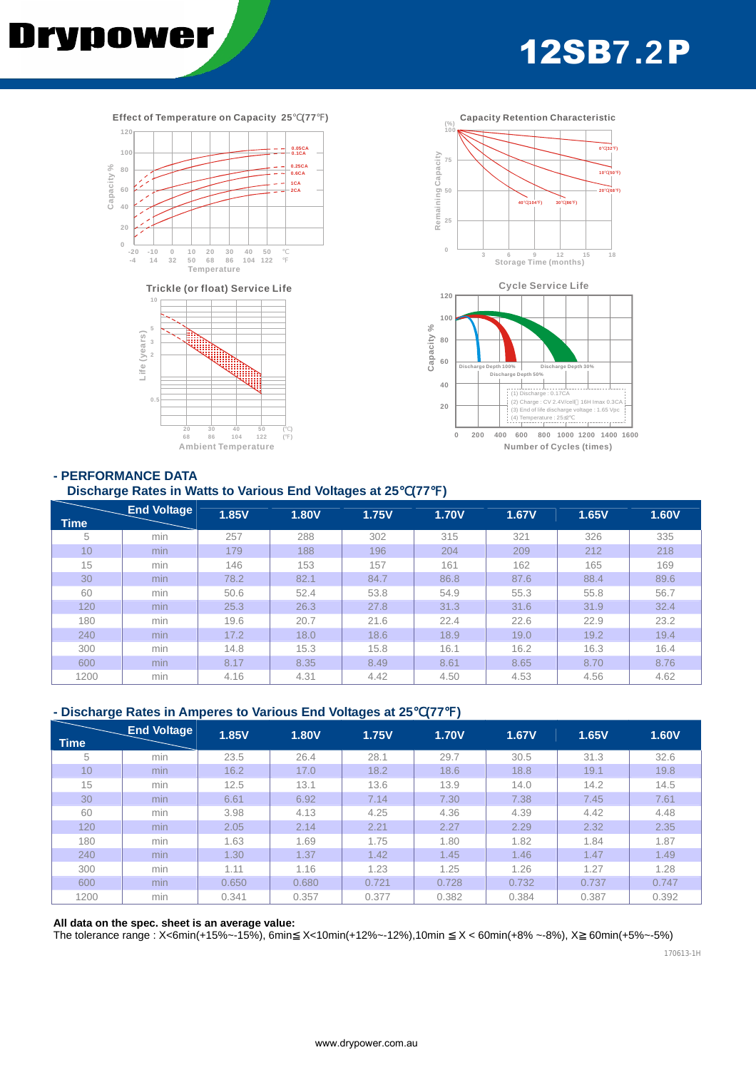# Drypower

# 12SB7.2P

Effect of Temperature on Capacity 25℃(77℉)

Capacity %

120
100
80
60
40
20
0

0.05CA
0.1CA
0.25CA
0.6CA
1CA
2CA

-20 -10 0 10 20 30 40 50 ℃
-4 14 32 50 68 86 104 122 ℉

Temperature

Capacity Retention Characteristic

(%)
100
75
50
25
0

Remaining Capacity

0℃(32℉)
10℃(50℉)
20℃(68℉)
40℃(104℉)
30℃(86℉)

3 6 9 12 15 18

Storage Time (months)

Trickle (or float) Service Life

Life (years)

10
5
3
2
0.5

20 30 40 50 (℃)
68 86 104 122 (℉)

Ambient Temperature

Cycle Service Life

Capacity %

120
100
80
60
40
20

Discharge Depth 100%
Discharge Depth 50%
Discharge Depth 30%

(1) Discharge : 0.17CA
(2) Charge : CV 2.4V/cell(I) 16H Imax 0.3CA
(3) End of life discharge voltage : 1.65 Vpc
(4) Temperature : 25±2℃

0 200 400 600 800 1000 1200 1400 1600

Number of Cycles (times)

## - PERFORMANCE DATA

### Discharge Rates in Watts to Various End Voltages at 25℃(77℉)

| Time | | 1.85V | 1.80V | 1.75V | 1.70V | 1.67V | 1.65V | 1.60V |
|---|---|---|---|---|---|---|---|---|
| 5 | min | 257 | 288 | 302 | 315 | 321 | 326 | 335 |
| 10 | min | 179 | 188 | 196 | 204 | 209 | 212 | 218 |
| 15 | min | 146 | 153 | 157 | 161 | 162 | 165 | 169 |
| 30 | min | 78.2 | 82.1 | 84.7 | 86.8 | 87.6 | 88.4 | 89.6 |
| 60 | min | 50.6 | 52.4 | 53.8 | 54.9 | 55.3 | 55.8 | 56.7 |
| 120 | min | 25.3 | 26.3 | 27.8 | 31.3 | 31.6 | 31.9 | 32.4 |
| 180 | min | 19.6 | 20.7 | 21.6 | 22.4 | 22.6 | 22.9 | 23.2 |
| 240 | min | 17.2 | 18.0 | 18.6 | 18.9 | 19.0 | 19.2 | 19.4 |
| 300 | min | 14.8 | 15.3 | 15.8 | 16.1 | 16.2 | 16.3 | 16.4 |
| 600 | min | 8.17 | 8.35 | 8.49 | 8.61 | 8.65 | 8.70 | 8.76 |
| 1200 | min | 4.16 | 4.31 | 4.42 | 4.50 | 4.53 | 4.56 | 4.62 |

### - Discharge Rates in Amperes to Various End Voltages at 25℃(77℉)

| Time | | 1.85V | 1.80V | 1.75V | 1.70V | 1.67V | 1.65V | 1.60V |
|---|---|---|---|---|---|---|---|---|
| 5 | min | 23.5 | 26.4 | 28.1 | 29.7 | 30.5 | 31.3 | 32.6 |
| 10 | min | 16.2 | 17.0 | 18.2 | 18.6 | 18.8 | 19.1 | 19.8 |
| 15 | min | 12.5 | 13.1 | 13.6 | 13.9 | 14.0 | 14.2 | 14.5 |
| 30 | min | 6.61 | 6.92 | 7.14 | 7.30 | 7.38 | 7.45 | 7.61 |
| 60 | min | 3.98 | 4.13 | 4.25 | 4.36 | 4.39 | 4.42 | 4.48 |
| 120 | min | 2.05 | 2.14 | 2.21 | 2.27 | 2.29 | 2.32 | 2.35 |
| 180 | min | 1.63 | 1.69 | 1.75 | 1.80 | 1.82 | 1.84 | 1.87 |
| 240 | min | 1.30 | 1.37 | 1.42 | 1.45 | 1.46 | 1.47 | 1.49 |
| 300 | min | 1.11 | 1.16 | 1.23 | 1.25 | 1.26 | 1.27 | 1.28 |
| 600 | min | 0.650 | 0.680 | 0.721 | 0.728 | 0.732 | 0.737 | 0.747 |
| 1200 | min | 0.341 | 0.357 | 0.377 | 0.382 | 0.384 | 0.387 | 0.392 |

**All data on the spec. sheet is an average value:**
The tolerance range : X<6min(+15%~-15%), 6min≦ X<10min(+12%~-12%),10min ≦ X < 60min(+8% ~-8%), X≧ 60min(+5%~-5%)

170613-1H

www.drypower.com.au